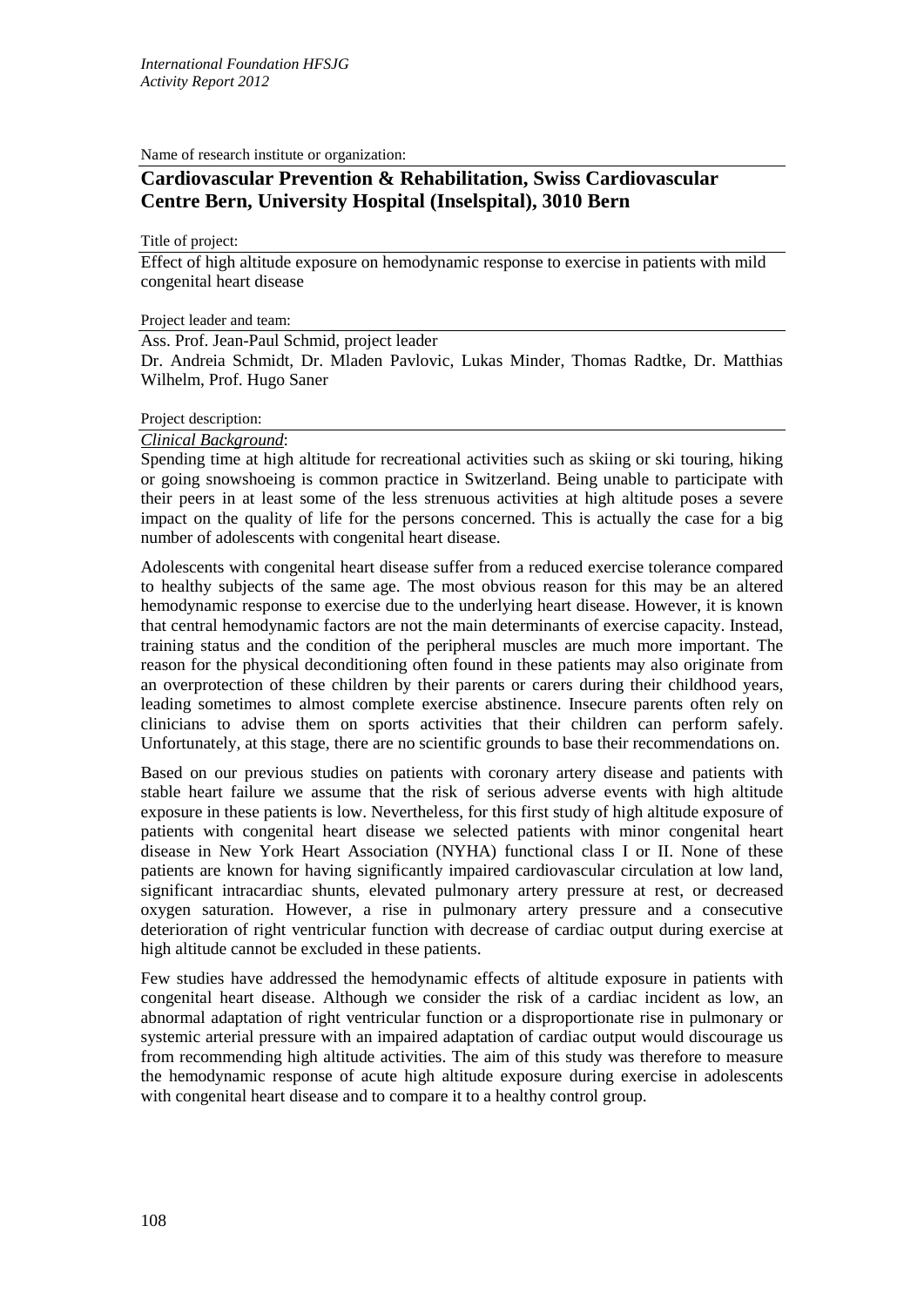Name of research institute or organization:

## Cardiovascular Prevention & Rehabilitation, Swiss Cardiovascular Centre Bern, University Hospital (Inselspital), 3010 Bern

Title of project:

Effect of high altitude exposure on hemodynamic response to exercise in patients with mild congenital heart disease

Project leader and team:

Ass. Prof. Jean-Paul Schmid, project leader
Dr. Andreia Schmidt, Dr. Mladen Pavlovic, Lukas Minder, Thomas Radtke, Dr. Matthias Wilhelm, Prof. Hugo Saner

Project description:

*Clinical Background*:

Spending time at high altitude for recreational activities such as skiing or ski touring, hiking or going snowshoeing is common practice in Switzerland. Being unable to participate with their peers in at least some of the less strenuous activities at high altitude poses a severe impact on the quality of life for the persons concerned. This is actually the case for a big number of adolescents with congenital heart disease.

Adolescents with congenital heart disease suffer from a reduced exercise tolerance compared to healthy subjects of the same age. The most obvious reason for this may be an altered hemodynamic response to exercise due to the underlying heart disease. However, it is known that central hemodynamic factors are not the main determinants of exercise capacity. Instead, training status and the condition of the peripheral muscles are much more important. The reason for the physical deconditioning often found in these patients may also originate from an overprotection of these children by their parents or carers during their childhood years, leading sometimes to almost complete exercise abstinence. Insecure parents often rely on clinicians to advise them on sports activities that their children can perform safely. Unfortunately, at this stage, there are no scientific grounds to base their recommendations on.

Based on our previous studies on patients with coronary artery disease and patients with stable heart failure we assume that the risk of serious adverse events with high altitude exposure in these patients is low. Nevertheless, for this first study of high altitude exposure of patients with congenital heart disease we selected patients with minor congenital heart disease in New York Heart Association (NYHA) functional class I or II. None of these patients are known for having significantly impaired cardiovascular circulation at low land, significant intracardiac shunts, elevated pulmonary artery pressure at rest, or decreased oxygen saturation. However, a rise in pulmonary artery pressure and a consecutive deterioration of right ventricular function with decrease of cardiac output during exercise at high altitude cannot be excluded in these patients.

Few studies have addressed the hemodynamic effects of altitude exposure in patients with congenital heart disease. Although we consider the risk of a cardiac incident as low, an abnormal adaptation of right ventricular function or a disproportionate rise in pulmonary or systemic arterial pressure with an impaired adaptation of cardiac output would discourage us from recommending high altitude activities. The aim of this study was therefore to measure the hemodynamic response of acute high altitude exposure during exercise in adolescents with congenital heart disease and to compare it to a healthy control group.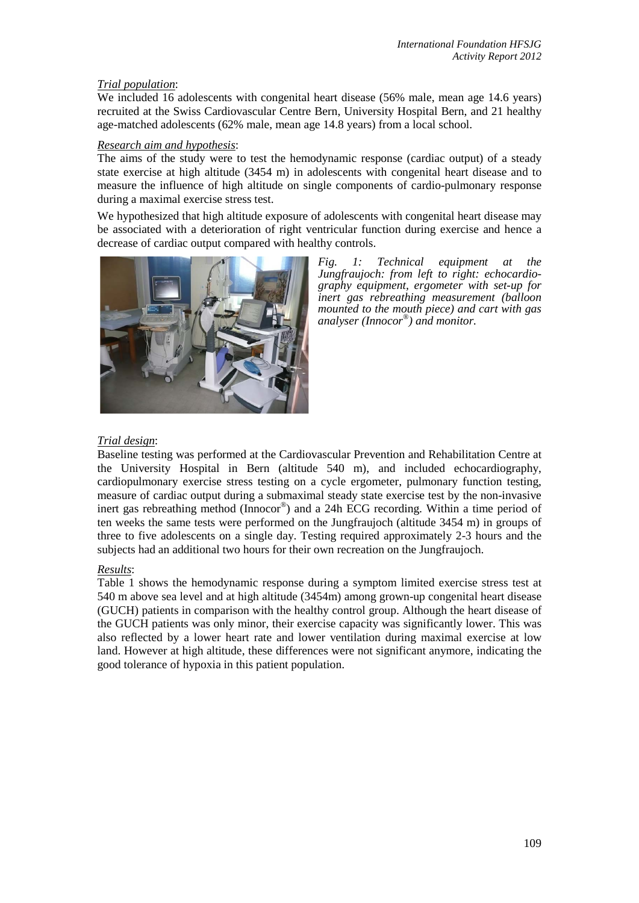*Trial population*:

We included 16 adolescents with congenital heart disease (56% male, mean age 14.6 years) recruited at the Swiss Cardiovascular Centre Bern, University Hospital Bern, and 21 healthy age-matched adolescents (62% male, mean age 14.8 years) from a local school.

*Research aim and hypothesis*:

The aims of the study were to test the hemodynamic response (cardiac output) of a steady state exercise at high altitude (3454 m) in adolescents with congenital heart disease and to measure the influence of high altitude on single components of cardio-pulmonary response during a maximal exercise stress test.

We hypothesized that high altitude exposure of adolescents with congenital heart disease may be associated with a deterioration of right ventricular function during exercise and hence a decrease of cardiac output compared with healthy controls.

*Fig. 1: Technical equipment at the Jungfraujoch: from left to right: echocardiography equipment, ergometer with set-up for inert gas rebreathing measurement (balloon mounted to the mouth piece) and cart with gas analyser (Innocor®) and monitor.*

*Trial design*:

Baseline testing was performed at the Cardiovascular Prevention and Rehabilitation Centre at the University Hospital in Bern (altitude 540 m), and included echocardiography, cardiopulmonary exercise stress testing on a cycle ergometer, pulmonary function testing, measure of cardiac output during a submaximal steady state exercise test by the non-invasive inert gas rebreathing method (Innocor®) and a 24h ECG recording. Within a time period of ten weeks the same tests were performed on the Jungfraujoch (altitude 3454 m) in groups of three to five adolescents on a single day. Testing required approximately 2-3 hours and the subjects had an additional two hours for their own recreation on the Jungfraujoch.

*Results*:

Table 1 shows the hemodynamic response during a symptom limited exercise stress test at 540 m above sea level and at high altitude (3454m) among grown-up congenital heart disease (GUCH) patients in comparison with the healthy control group. Although the heart disease of the GUCH patients was only minor, their exercise capacity was significantly lower. This was also reflected by a lower heart rate and lower ventilation during maximal exercise at low land. However at high altitude, these differences were not significant anymore, indicating the good tolerance of hypoxia in this patient population.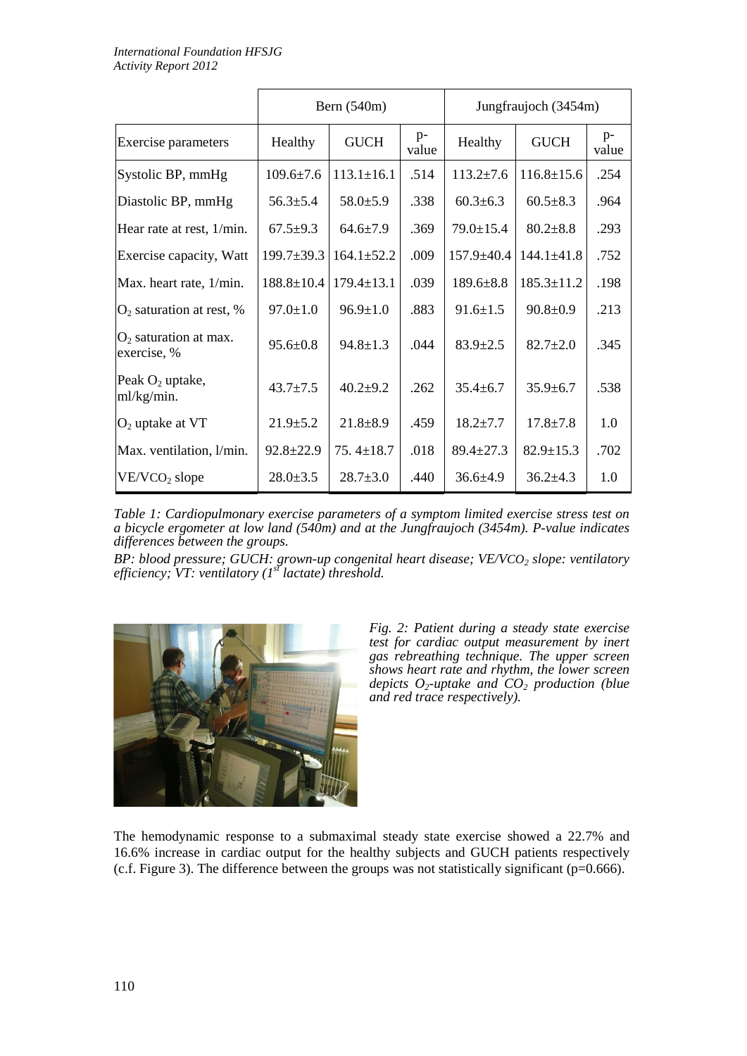| | Bern (540m) | | | Jungfraujoch (3454m) | | |
|---|---|---|---|---|---|---|
| Exercise parameters | Healthy | GUCH | p-value | Healthy | GUCH | p-value |
| Systolic BP, mmHg | 109.6±7.6 | 113.1±16.1 | .514 | 113.2±7.6 | 116.8±15.6 | .254 |
| Diastolic BP, mmHg | 56.3±5.4 | 58.0±5.9 | .338 | 60.3±6.3 | 60.5±8.3 | .964 |
| Hear rate at rest, 1/min. | 67.5±9.3 | 64.6±7.9 | .369 | 79.0±15.4 | 80.2±8.8 | .293 |
| Exercise capacity, Watt | 199.7±39.3 | 164.1±52.2 | .009 | 157.9±40.4 | 144.1±41.8 | .752 |
| Max. heart rate, 1/min. | 188.8±10.4 | 179.4±13.1 | .039 | 189.6±8.8 | 185.3±11.2 | .198 |
| $O_2$ saturation at rest, % | 97.0±1.0 | 96.9±1.0 | .883 | 91.6±1.5 | 90.8±0.9 | .213 |
| $O_2$ saturation at max. exercise, % | 95.6±0.8 | 94.8±1.3 | .044 | 83.9±2.5 | 82.7±2.0 | .345 |
| Peak $O_2$ uptake, ml/kg/min. | 43.7±7.5 | 40.2±9.2 | .262 | 35.4±6.7 | 35.9±6.7 | .538 |
| $O_2$ uptake at VT | 21.9±5.2 | 21.8±8.9 | .459 | 18.2±7.7 | 17.8±7.8 | 1.0 |
| Max. ventilation, l/min. | 92.8±22.9 | 75. 4±18.7 | .018 | 89.4±27.3 | 82.9±15.3 | .702 |
| $VE/VCO_2$ slope | 28.0±3.5 | 28.7±3.0 | .440 | 36.6±4.9 | 36.2±4.3 | 1.0 |

*Table 1: Cardiopulmonary exercise parameters of a symptom limited exercise stress test on a bicycle ergometer at low land (540m) and at the Jungfraujoch (3454m). P-value indicates differences between the groups.*

*BP: blood pressure; GUCH: grown-up congenital heart disease; $VE/VCO_2$ slope: ventilatory efficiency; VT: ventilatory ($1^{st}$ lactate) threshold.*

*Fig. 2: Patient during a steady state exercise test for cardiac output measurement by inert gas rebreathing technique. The upper screen shows heart rate and rhythm, the lower screen depicts $O_2$-uptake and $CO_2$ production (blue and red trace respectively).*

The hemodynamic response to a submaximal steady state exercise showed a 22.7% and 16.6% increase in cardiac output for the healthy subjects and GUCH patients respectively (c.f. Figure 3). The difference between the groups was not statistically significant (p=0.666).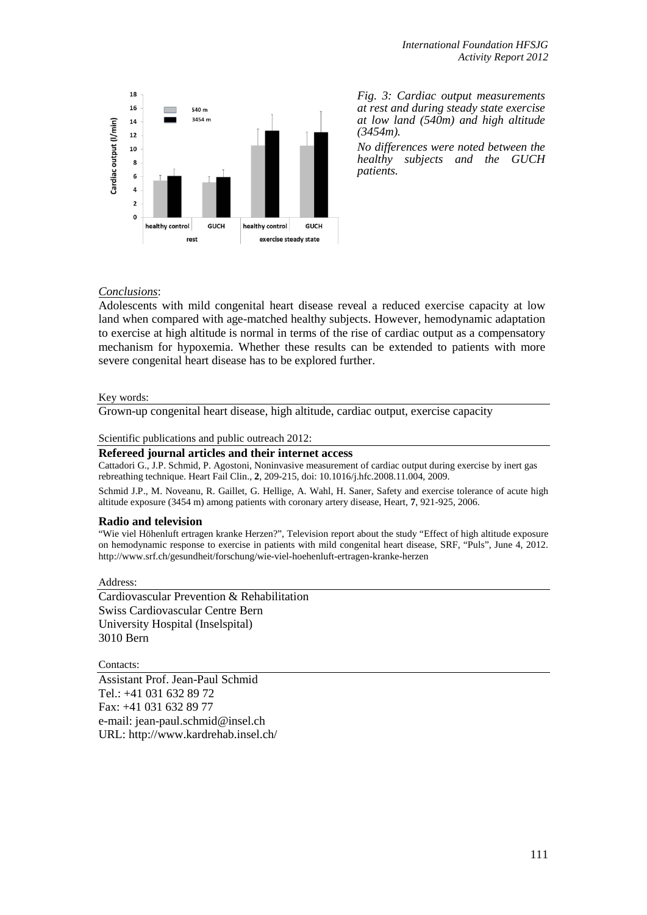18
16
14
12
10
8
6
4
2
0

Cardiac output (l/min)

540 m
3454 m

healthy control
GUCH
healthy control
GUCH

rest
exercise steady state

*Fig. 3: Cardiac output measurements at rest and during steady state exercise at low land (540m) and high altitude (3454m).*

*No differences were noted between the healthy subjects and the GUCH patients.*

*Conclusions*:

Adolescents with mild congenital heart disease reveal a reduced exercise capacity at low land when compared with age-matched healthy subjects. However, hemodynamic adaptation to exercise at high altitude is normal in terms of the rise of cardiac output as a compensatory mechanism for hypoxemia. Whether these results can be extended to patients with more severe congenital heart disease has to be explored further.

Key words:

Grown-up congenital heart disease, high altitude, cardiac output, exercise capacity

Scientific publications and public outreach 2012:

### Refereed journal articles and their internet access

Cattadori G., J.P. Schmid, P. Agostoni, Noninvasive measurement of cardiac output during exercise by inert gas rebreathing technique. Heart Fail Clin., **2**, 209-215, doi: 10.1016/j.hfc.2008.11.004, 2009.

Schmid J.P., M. Noveanu, R. Gaillet, G. Hellige, A. Wahl, H. Saner, Safety and exercise tolerance of acute high altitude exposure (3454 m) among patients with coronary artery disease, Heart, **7**, 921-925, 2006.

### Radio and television

"Wie viel Höhenluft ertragen kranke Herzen?", Television report about the study "Effect of high altitude exposure on hemodynamic response to exercise in patients with mild congenital heart disease, SRF, "Puls", June 4, 2012. http://www.srf.ch/gesundheit/forschung/wie-viel-hoehenluft-ertragen-kranke-herzen

Address:

Cardiovascular Prevention & Rehabilitation
Swiss Cardiovascular Centre Bern
University Hospital (Inselspital)
3010 Bern

Contacts:

Assistant Prof. Jean-Paul Schmid
Tel.: +41 031 632 89 72
Fax: +41 031 632 89 77
e-mail: jean-paul.schmid@insel.ch
URL: http://www.kardrehab.insel.ch/